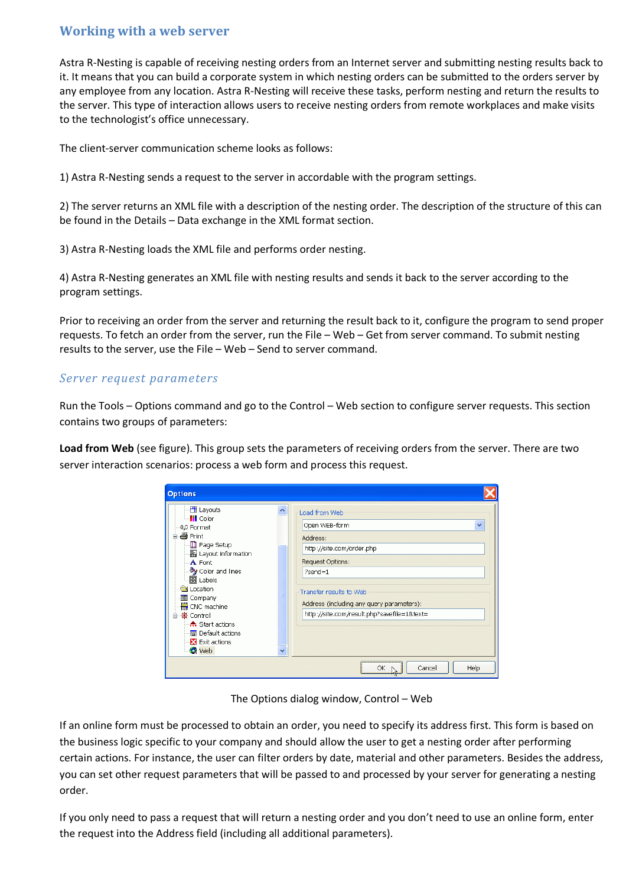## Working with a web server

Astra R-Nesting is capable of receiving nesting orders from an Internet server and submitting nesting results back to it. It means that you can build a corporate system in which nesting orders can be submitted to the orders server by any employee from any location. Astra R-Nesting will receive these tasks, perform nesting and return the results to the server. This type of interaction allows users to receive nesting orders from remote workplaces and make visits to the technologist's office unnecessary.

The client-server communication scheme looks as follows:

1) Astra R-Nesting sends a request to the server in accordable with the program settings.

2) The server returns an XML file with a description of the nesting order. The description of the structure of this can be found in the Details – Data exchange in the XML format section.

3) Astra R-Nesting loads the XML file and performs order nesting.

4) Astra R-Nesting generates an XML file with nesting results and sends it back to the server according to the program settings.

Prior to receiving an order from the server and returning the result back to it, configure the program to send proper requests. To fetch an order from the server, run the File – Web – Get from server command. To submit nesting results to the server, use the File – Web – Send to server command.

### *Server request parameters*

Run the Tools – Options command and go to the Control – Web section to configure server requests. This section contains two groups of parameters:

**Load from Web** (see figure). This group sets the parameters of receiving orders from the server. There are two server interaction scenarios: process a web form and process this request.

The Options dialog window, Control – Web

If an online form must be processed to obtain an order, you need to specify its address first. This form is based on the business logic specific to your company and should allow the user to get a nesting order after performing certain actions. For instance, the user can filter orders by date, material and other parameters. Besides the address, you can set other request parameters that will be passed to and processed by your server for generating a nesting order.

If you only need to pass a request that will return a nesting order and you don't need to use an online form, enter the request into the Address field (including all additional parameters).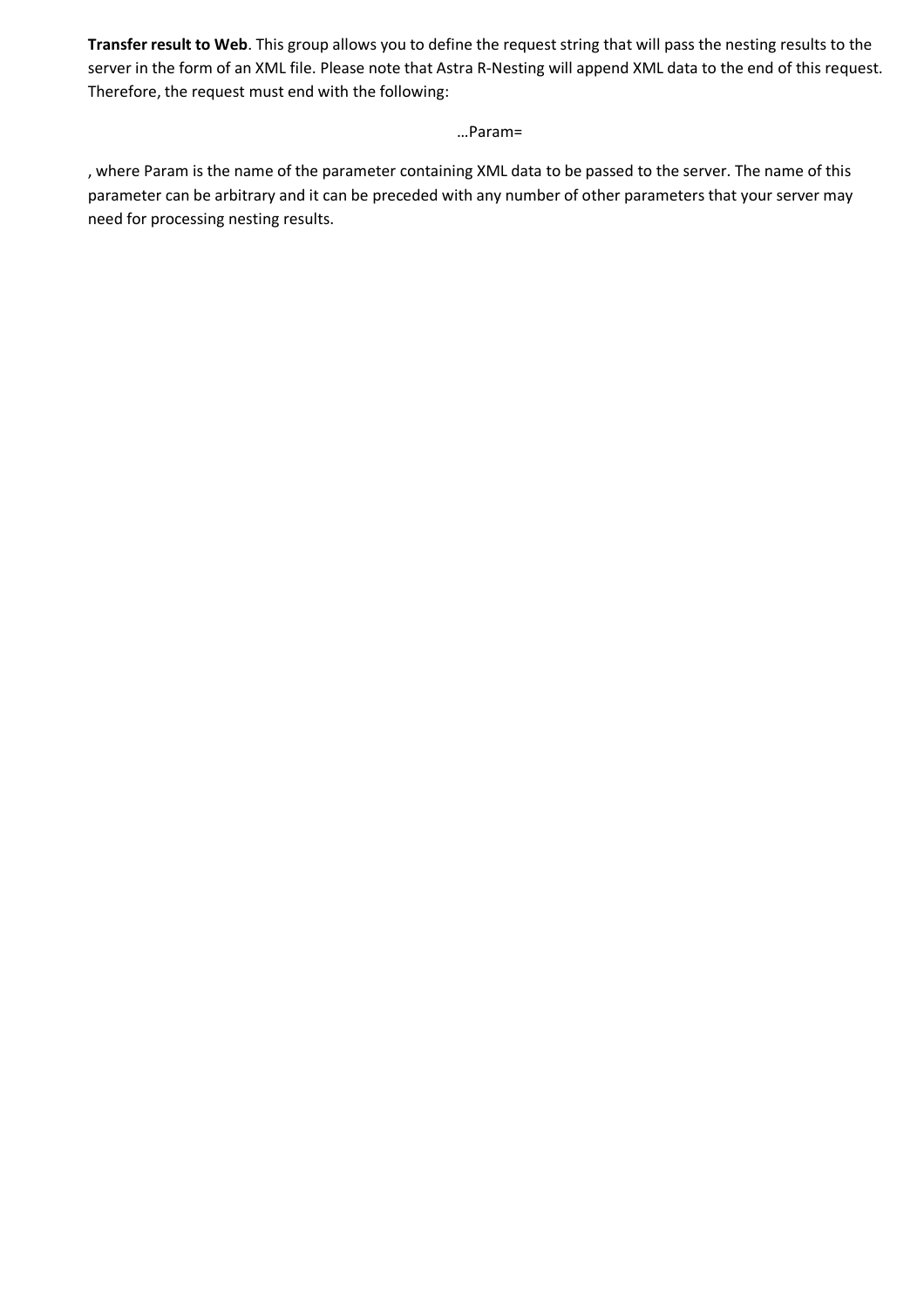**Transfer result to Web**. This group allows you to define the request string that will pass the nesting results to the server in the form of an XML file. Please note that Astra R-Nesting will append XML data to the end of this request. Therefore, the request must end with the following:

…Param=

, where Param is the name of the parameter containing XML data to be passed to the server. The name of this parameter can be arbitrary and it can be preceded with any number of other parameters that your server may need for processing nesting results.